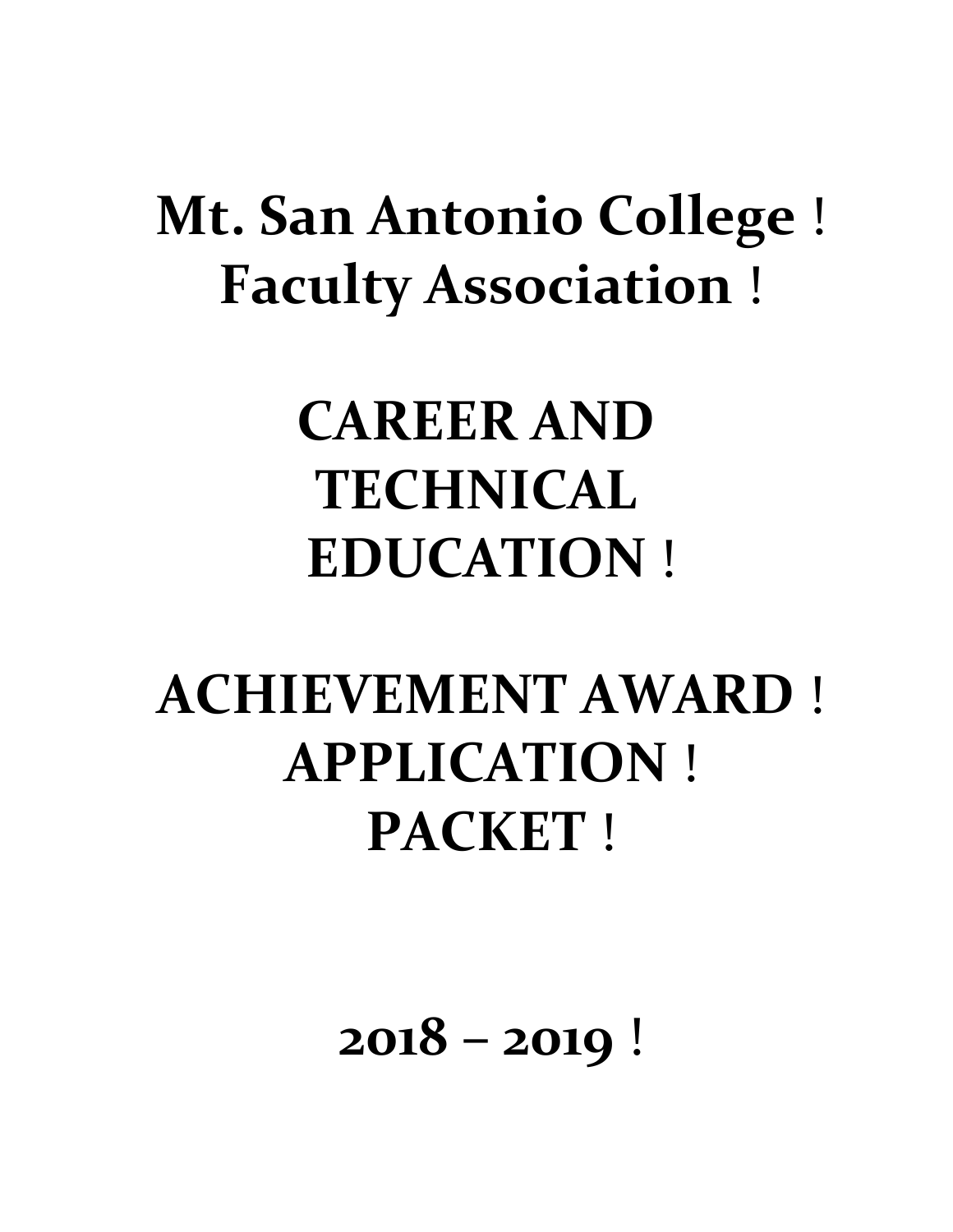# Mt. San Antonio College ! Faculty Association !

# CAREER AND TECHNICAL EDUCATION !

# ACHIEVEMENT AWARD ! APPLICATION ! PACKET !

# 2018 – 2019 !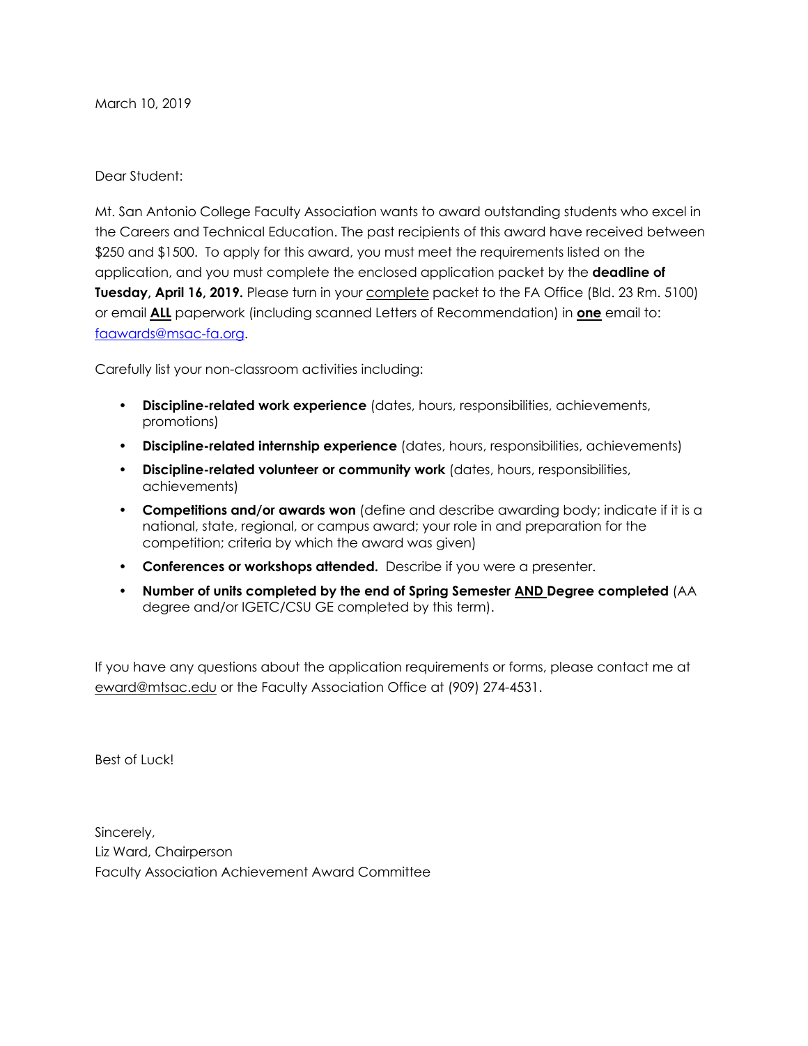March 10, 2019

Dear Student:

Mt. San Antonio College Faculty Association wants to award outstanding students who excel in the Careers and Technical Education. The past recipients of this award have received between $250 and $1500. To apply for this award, you must meet the requirements listed on the application, and you must complete the enclosed application packet by the **deadline of Tuesday, April 16, 2019.** Please turn in your <u>complete</u> packet to the FA Office (Bld. 23 Rm. 5100) or email **<u>ALL</u>** paperwork (including scanned Letters of Recommendation) in **<u>one</u>** email to: [faawards@msac-fa.org](mailto:faawards@msac-fa.org).

Carefully list your non-classroom activities including:

- **Discipline-related work experience** (dates, hours, responsibilities, achievements, promotions)
- **Discipline-related internship experience** (dates, hours, responsibilities, achievements)
- **Discipline-related volunteer or community work** (dates, hours, responsibilities, achievements)
- **Competitions and/or awards won** (define and describe awarding body; indicate if it is a national, state, regional, or campus award; your role in and preparation for the competition; criteria by which the award was given)
- **Conferences or workshops attended.** Describe if you were a presenter.
- **Number of units completed by the end of Spring Semester <u>AND</u> Degree completed** (AA degree and/or IGETC/CSU GE completed by this term).

If you have any questions about the application requirements or forms, please contact me at <u>eward@mtsac.edu</u> or the Faculty Association Office at (909) 274-4531.

Best of Luck!

Sincerely,
Liz Ward, Chairperson
Faculty Association Achievement Award Committee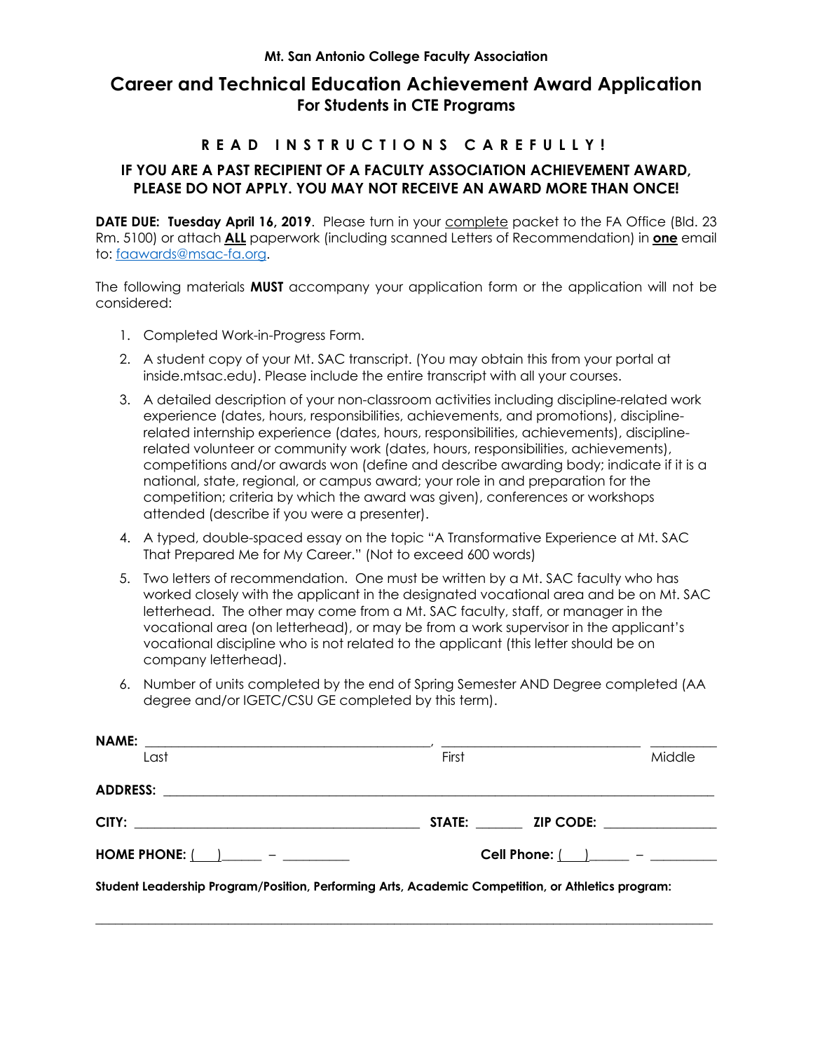**Mt. San Antonio College Faculty Association**

# Career and Technical Education Achievement Award Application

## For Students in CTE Programs

### R E A D   I N S T R U C T I O N S   C A R E F U L L Y !

### IF YOU ARE A PAST RECIPIENT OF A FACULTY ASSOCIATION ACHIEVEMENT AWARD, PLEASE DO NOT APPLY. YOU MAY NOT RECEIVE AN AWARD MORE THAN ONCE!

**DATE DUE: Tuesday April 16, 2019**. Please turn in your complete packet to the FA Office (Bld. 23 Rm. 5100) or attach **ALL** paperwork (including scanned Letters of Recommendation) in **one** email to: faawards@msac-fa.org.

The following materials **MUST** accompany your application form or the application will not be considered:

1. Completed Work-in-Progress Form.
2. A student copy of your Mt. SAC transcript. (You may obtain this from your portal at inside.mtsac.edu). Please include the entire transcript with all your courses.
3. A detailed description of your non-classroom activities including discipline-related work experience (dates, hours, responsibilities, achievements, and promotions), discipline-related internship experience (dates, hours, responsibilities, achievements), discipline-related volunteer or community work (dates, hours, responsibilities, achievements), competitions and/or awards won (define and describe awarding body; indicate if it is a national, state, regional, or campus award; your role in and preparation for the competition; criteria by which the award was given), conferences or workshops attended (describe if you were a presenter).
4. A typed, double-spaced essay on the topic "A Transformative Experience at Mt. SAC That Prepared Me for My Career." (Not to exceed 600 words)
5. Two letters of recommendation. One must be written by a Mt. SAC faculty who has worked closely with the applicant in the designated vocational area and be on Mt. SAC letterhead. The other may come from a Mt. SAC faculty, staff, or manager in the vocational area (on letterhead), or may be from a work supervisor in the applicant's vocational discipline who is not related to the applicant (this letter should be on company letterhead).
6. Number of units completed by the end of Spring Semester AND Degree completed (AA degree and/or IGETC/CSU GE completed by this term).

**NAME:** ________________________________________, ____________________________ __________
Last First Middle

**ADDRESS:** ________________________________________________________________________________

**CITY:** ________________________________________ **STATE:** ______ **ZIP CODE:** ________________

**HOME PHONE:** (___)______ – __________ **Cell Phone:** (___)______ – __________

**Student Leadership Program/Position, Performing Arts, Academic Competition, or Athletics program:**

______________________________________________________________________________________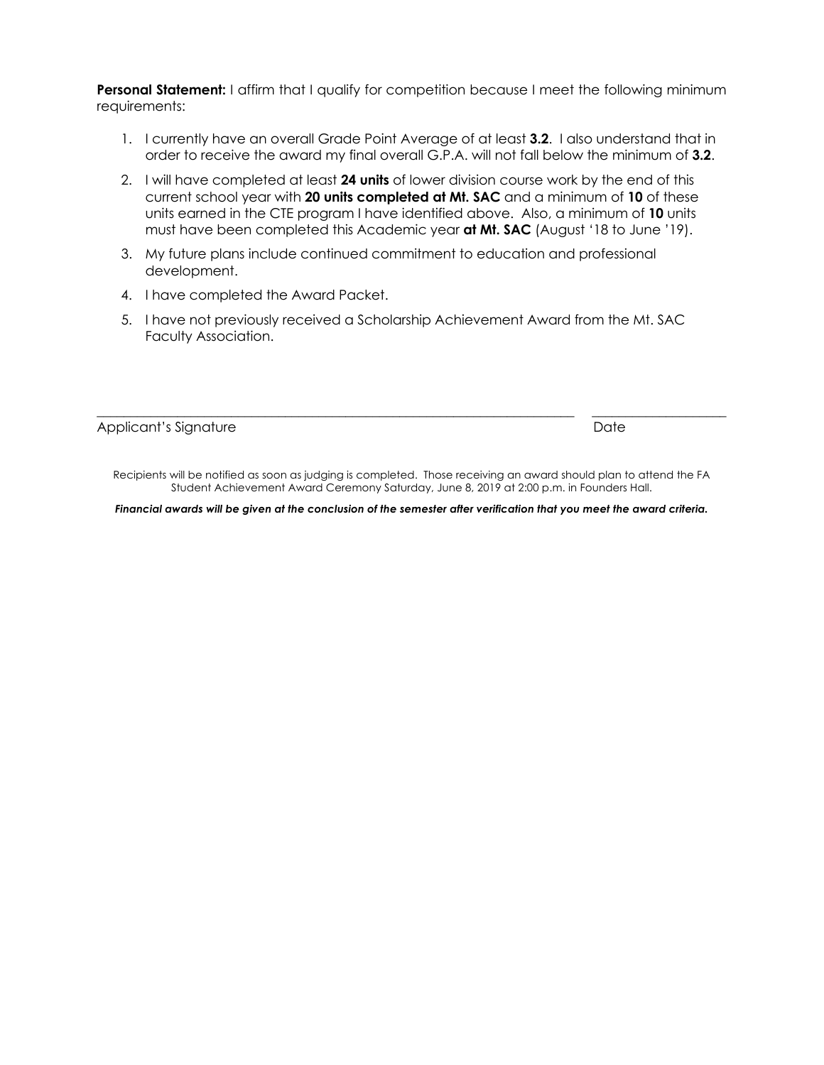**Personal Statement:** I affirm that I qualify for competition because I meet the following minimum requirements:

1. I currently have an overall Grade Point Average of at least **3.2**. I also understand that in order to receive the award my final overall G.P.A. will not fall below the minimum of **3.2**.
2. I will have completed at least **24 units** of lower division course work by the end of this current school year with **20 units completed at Mt. SAC** and a minimum of **10** of these units earned in the CTE program I have identified above. Also, a minimum of **10** units must have been completed this Academic year **at Mt. SAC** (August '18 to June '19).
3. My future plans include continued commitment to education and professional development.
4. I have completed the Award Packet.
5. I have not previously received a Scholarship Achievement Award from the Mt. SAC Faculty Association.

\_\_\_\_\_\_\_\_\_\_\_\_\_\_\_\_\_\_\_\_\_\_\_\_\_\_\_\_\_\_\_\_\_\_\_\_\_\_\_\_\_\_\_\_\_\_\_\_\_\_ \_\_\_\_\_\_\_\_\_\_\_\_\_\_\_\_\_\_\_\_

Applicant's Signature Date

Recipients will be notified as soon as judging is completed. Those receiving an award should plan to attend the FA Student Achievement Award Ceremony Saturday, June 8, 2019 at 2:00 p.m. in Founders Hall.

***Financial awards will be given at the conclusion of the semester after verification that you meet the award criteria.***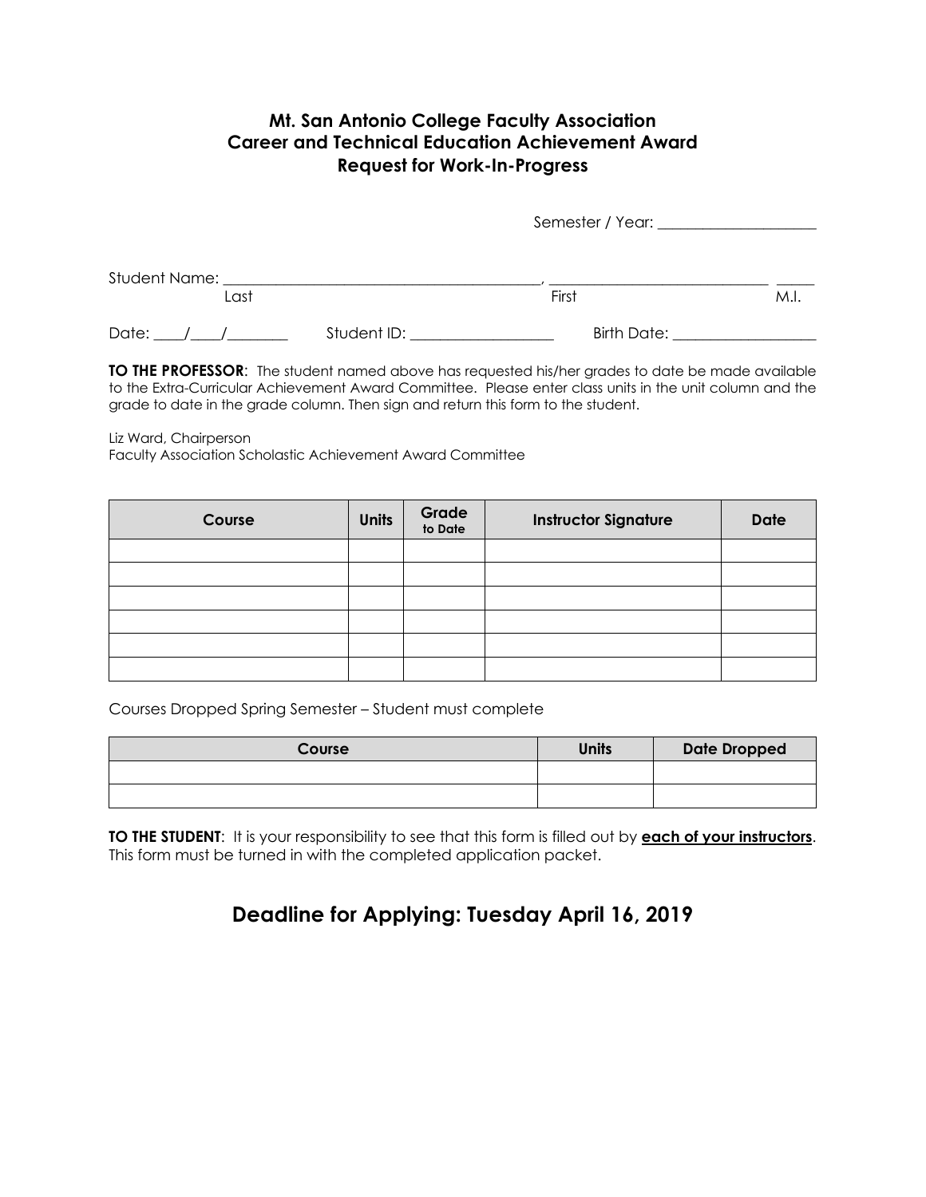**Mt. San Antonio College Faculty Association**
**Career and Technical Education Achievement Award**
**Request for Work-In-Progress**

Semester / Year: ____________________

Student Name: ________________________________________, ____________________________ _____
Last First M.I.

Date: ____/____/________ Student ID: ___________________ Birth Date: __________________

**TO THE PROFESSOR**: The student named above has requested his/her grades to date be made available to the Extra-Curricular Achievement Award Committee. Please enter class units in the unit column and the grade to date in the grade column. Then sign and return this form to the student.

Liz Ward, Chairperson
Faculty Association Scholastic Achievement Award Committee

| Course | Units | Grade to Date | Instructor Signature | Date |
|---|---|---|---|---|
| | | | | |
| | | | | |
| | | | | |
| | | | | |
| | | | | |
| | | | | |

Courses Dropped Spring Semester – Student must complete

| Course | Units | Date Dropped |
|---|---|---|
| | | |
| | | |

**TO THE STUDENT**: It is your responsibility to see that this form is filled out by **each of your instructors**. This form must be turned in with the completed application packet.

## Deadline for Applying: Tuesday April 16, 2019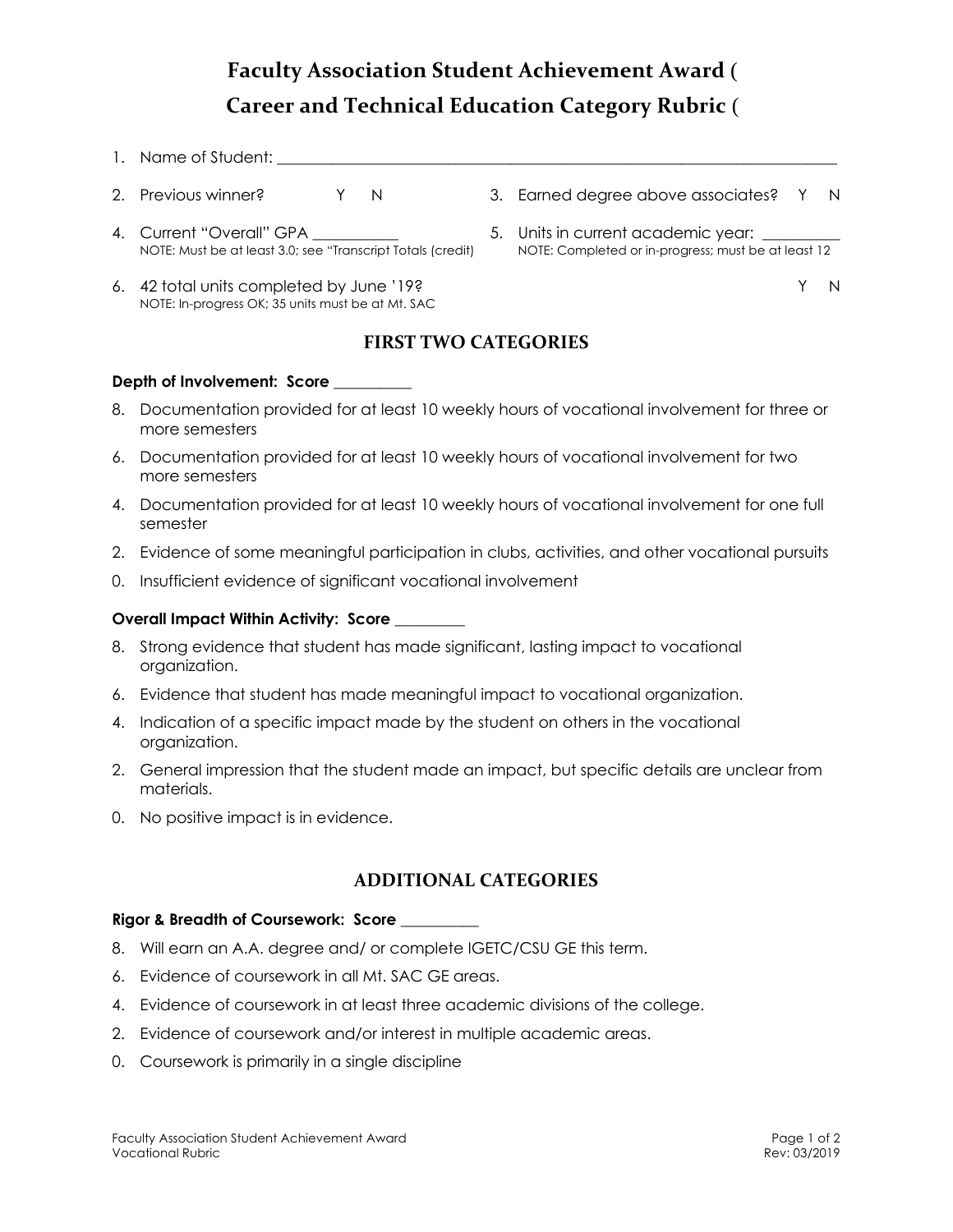# Faculty Association Student Achievement Award (
# Career and Technical Education Category Rubric (

1. Name of Student: ______________________________________________________________
2. Previous winner? Y N
3. Earned degree above associates? Y N
4. Current "Overall" GPA ___________
   NOTE: Must be at least 3.0; see "Transcript Totals (credit)
5. Units in current academic year: __________
   NOTE: Completed or in-progress; must be at least 12
6. 42 total units completed by June '19? Y N
   NOTE: In-progress OK; 35 units must be at Mt. SAC

## FIRST TWO CATEGORIES

**Depth of Involvement: Score __________**

8. Documentation provided for at least 10 weekly hours of vocational involvement for three or more semesters
6. Documentation provided for at least 10 weekly hours of vocational involvement for two more semesters
4. Documentation provided for at least 10 weekly hours of vocational involvement for one full semester
2. Evidence of some meaningful participation in clubs, activities, and other vocational pursuits
0. Insufficient evidence of significant vocational involvement

**Overall Impact Within Activity: Score _________**

8. Strong evidence that student has made significant, lasting impact to vocational organization.
6. Evidence that student has made meaningful impact to vocational organization.
4. Indication of a specific impact made by the student on others in the vocational organization.
2. General impression that the student made an impact, but specific details are unclear from materials.
0. No positive impact is in evidence.

## ADDITIONAL CATEGORIES

**Rigor & Breadth of Coursework: Score __________**

8. Will earn an A.A. degree and/ or complete IGETC/CSU GE this term.
6. Evidence of coursework in all Mt. SAC GE areas.
4. Evidence of coursework in at least three academic divisions of the college.
2. Evidence of coursework and/or interest in multiple academic areas.
0. Coursework is primarily in a single discipline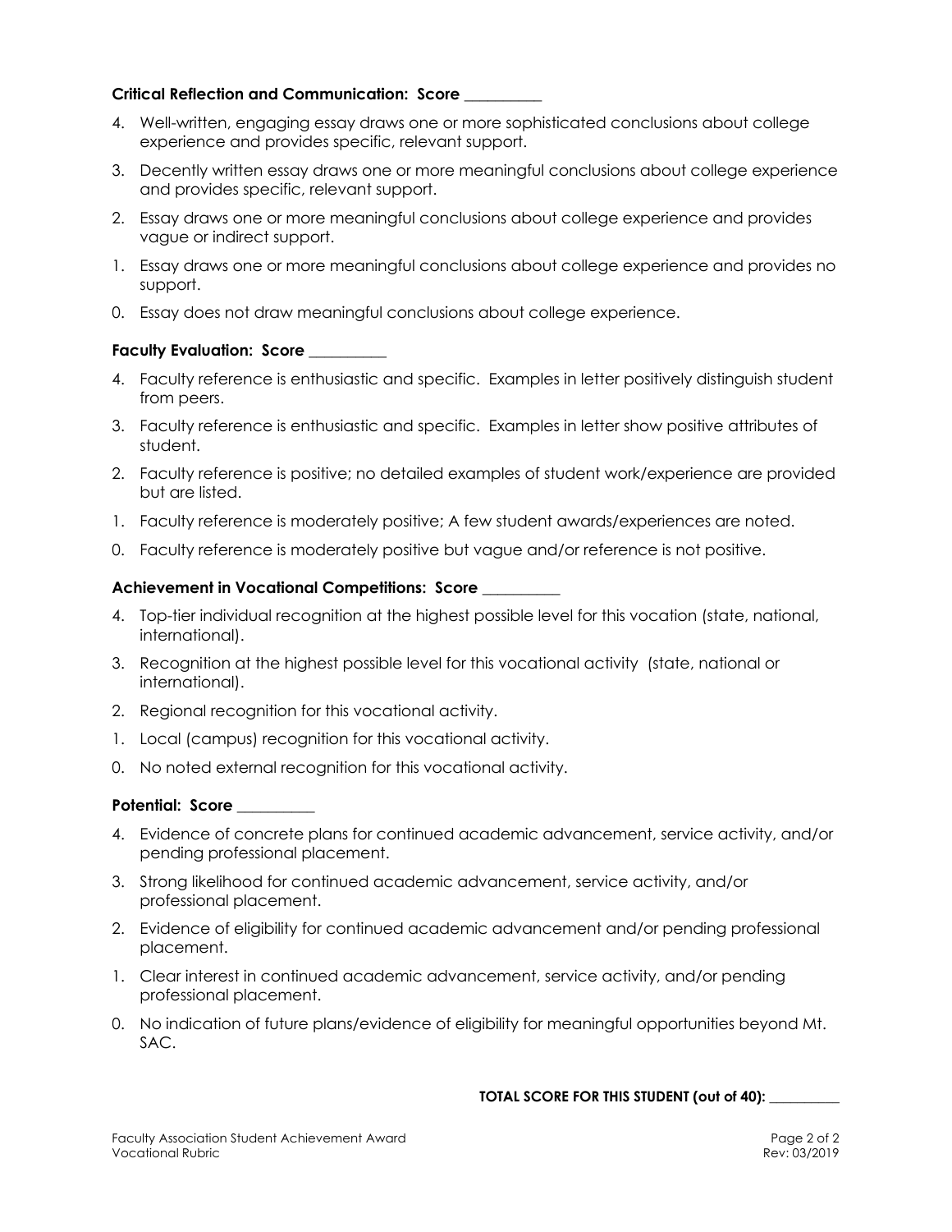**Critical Reflection and Communication: Score __________**

4. Well-written, engaging essay draws one or more sophisticated conclusions about college experience and provides specific, relevant support.
3. Decently written essay draws one or more meaningful conclusions about college experience and provides specific, relevant support.
2. Essay draws one or more meaningful conclusions about college experience and provides vague or indirect support.
1. Essay draws one or more meaningful conclusions about college experience and provides no support.
0. Essay does not draw meaningful conclusions about college experience.

**Faculty Evaluation: Score __________**

4. Faculty reference is enthusiastic and specific. Examples in letter positively distinguish student from peers.
3. Faculty reference is enthusiastic and specific. Examples in letter show positive attributes of student.
2. Faculty reference is positive; no detailed examples of student work/experience are provided but are listed.
1. Faculty reference is moderately positive; A few student awards/experiences are noted.
0. Faculty reference is moderately positive but vague and/or reference is not positive.

**Achievement in Vocational Competitions: Score __________**

4. Top-tier individual recognition at the highest possible level for this vocation (state, national, international).
3. Recognition at the highest possible level for this vocational activity (state, national or international).
2. Regional recognition for this vocational activity.
1. Local (campus) recognition for this vocational activity.
0. No noted external recognition for this vocational activity.

**Potential: Score __________**

4. Evidence of concrete plans for continued academic advancement, service activity, and/or pending professional placement.
3. Strong likelihood for continued academic advancement, service activity, and/or professional placement.
2. Evidence of eligibility for continued academic advancement and/or pending professional placement.
1. Clear interest in continued academic advancement, service activity, and/or pending professional placement.
0. No indication of future plans/evidence of eligibility for meaningful opportunities beyond Mt. SAC.

**TOTAL SCORE FOR THIS STUDENT (out of 40): __________**

Faculty Association Student Achievement Award
Vocational Rubric

Rev: 03/2019